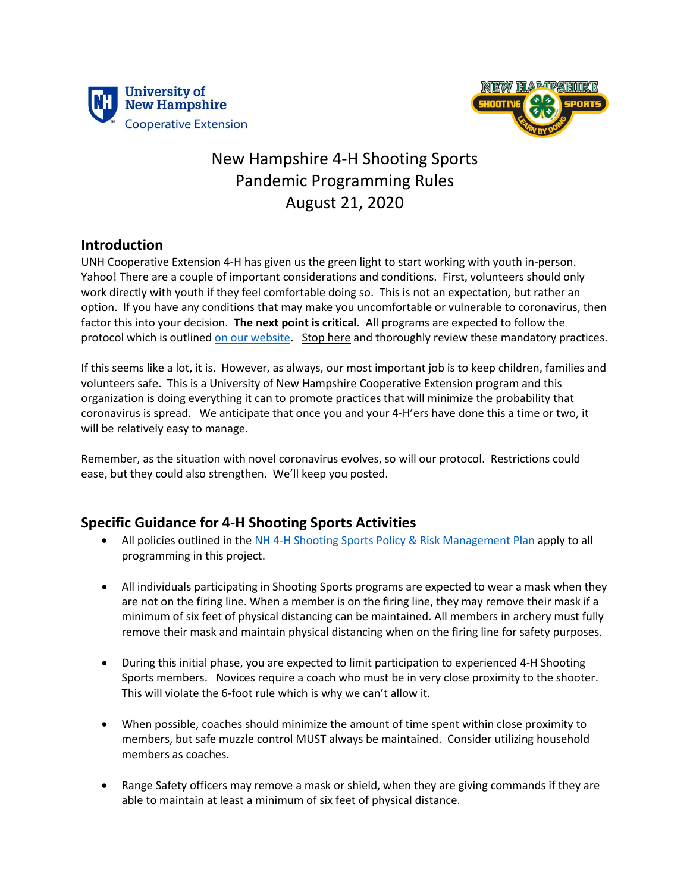# New Hampshire 4-H Shooting Sports Pandemic Programming Rules

August 21, 2020

## Introduction

UNH Cooperative Extension 4-H has given us the green light to start working with youth in-person. Yahoo! There are a couple of important considerations and conditions. First, volunteers should only work directly with youth if they feel comfortable doing so. This is not an expectation, but rather an option. If you have any conditions that may make you uncomfortable or vulnerable to coronavirus, then factor this into your decision. **The next point is critical.** All programs are expected to follow the protocol which is outlined on our website. Stop here and thoroughly review these mandatory practices.

If this seems like a lot, it is. However, as always, our most important job is to keep children, families and volunteers safe. This is a University of New Hampshire Cooperative Extension program and this organization is doing everything it can to promote practices that will minimize the probability that coronavirus is spread. We anticipate that once you and your 4-H'ers have done this a time or two, it will be relatively easy to manage.

Remember, as the situation with novel coronavirus evolves, so will our protocol. Restrictions could ease, but they could also strengthen. We'll keep you posted.

## Specific Guidance for 4-H Shooting Sports Activities

- All policies outlined in the NH 4-H Shooting Sports Policy & Risk Management Plan apply to all programming in this project.
- All individuals participating in Shooting Sports programs are expected to wear a mask when they are not on the firing line. When a member is on the firing line, they may remove their mask if a minimum of six feet of physical distancing can be maintained. All members in archery must fully remove their mask and maintain physical distancing when on the firing line for safety purposes.
- During this initial phase, you are expected to limit participation to experienced 4-H Shooting Sports members. Novices require a coach who must be in very close proximity to the shooter. This will violate the 6-foot rule which is why we can't allow it.
- When possible, coaches should minimize the amount of time spent within close proximity to members, but safe muzzle control MUST always be maintained. Consider utilizing household members as coaches.
- Range Safety officers may remove a mask or shield, when they are giving commands if they are able to maintain at least a minimum of six feet of physical distance.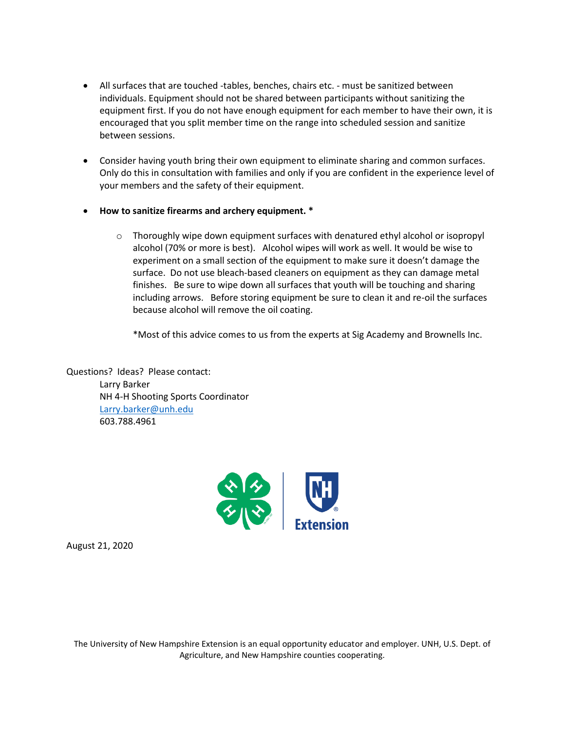- All surfaces that are touched -tables, benches, chairs etc. - must be sanitized between individuals. Equipment should not be shared between participants without sanitizing the equipment first. If you do not have enough equipment for each member to have their own, it is encouraged that you split member time on the range into scheduled session and sanitize between sessions.

- Consider having youth bring their own equipment to eliminate sharing and common surfaces. Only do this in consultation with families and only if you are confident in the experience level of your members and the safety of their equipment.

- **How to sanitize firearms and archery equipment. ***

  - Thoroughly wipe down equipment surfaces with denatured ethyl alcohol or isopropyl alcohol (70% or more is best). Alcohol wipes will work as well. It would be wise to experiment on a small section of the equipment to make sure it doesn't damage the surface. Do not use bleach-based cleaners on equipment as they can damage metal finishes. Be sure to wipe down all surfaces that youth will be touching and sharing including arrows. Before storing equipment be sure to clean it and re-oil the surfaces because alcohol will remove the oil coating.

  *Most of this advice comes to us from the experts at Sig Academy and Brownells Inc.

Questions? Ideas? Please contact:

Larry Barker
NH 4-H Shooting Sports Coordinator
Larry.barker@unh.edu
603.788.4961

August 21, 2020

The University of New Hampshire Extension is an equal opportunity educator and employer. UNH, U.S. Dept. of Agriculture, and New Hampshire counties cooperating.